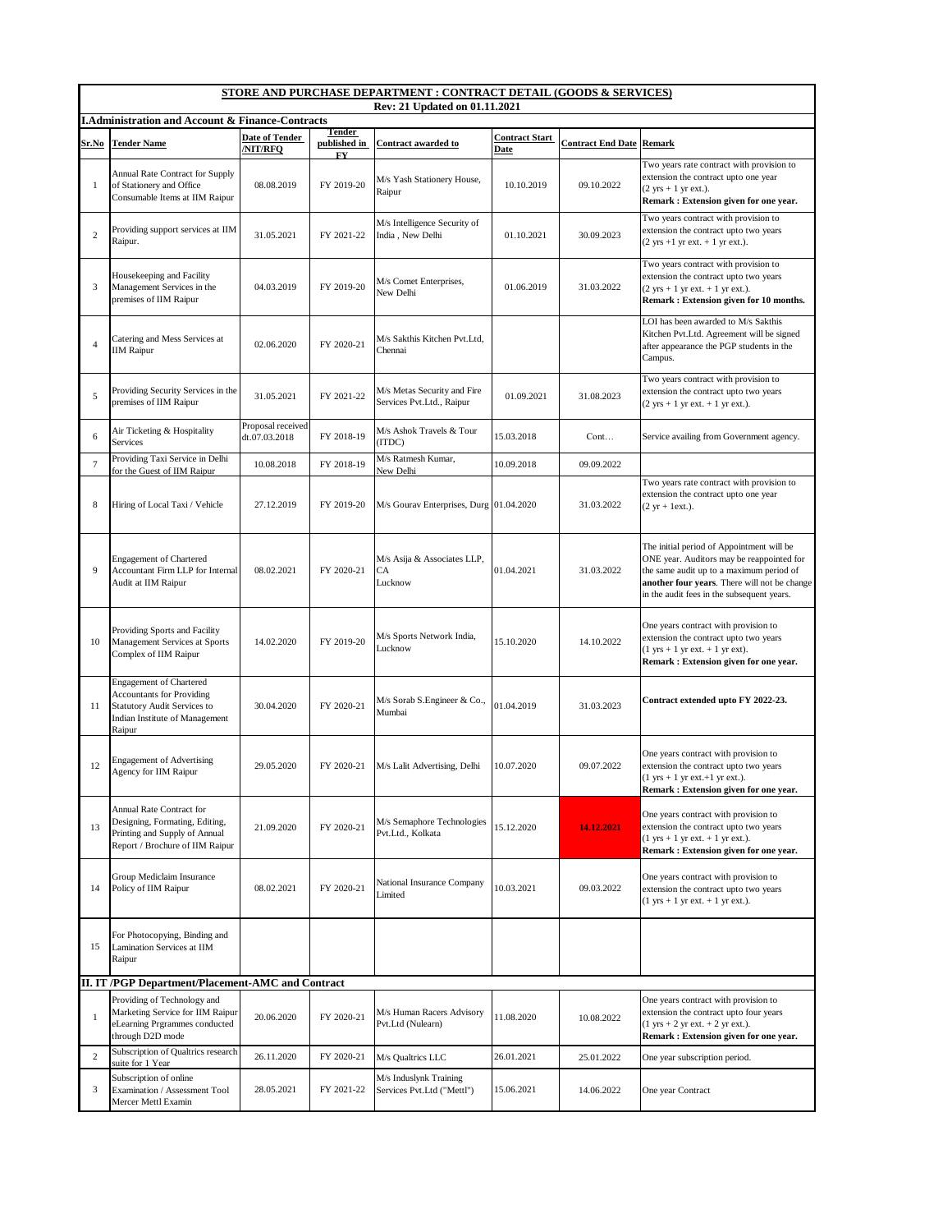## STORE AND PURCHASE DEPARTMENT : CONTRACT DETAIL (GOODS & SERVICES)

Rev: 21 Updated on 01.11.2021

### I.Administration and Account & Finance-Contracts

| Sr.No | Tender Name | Date of Tender /NIT/RFQ | Tender published in FY | Contract awarded to | Contract Start Date | Contract End Date | Remark |
|---|---|---|---|---|---|---|---|
| 1 | Annual Rate Contract for Supply of Stationery and Office Consumable Items at IIM Raipur | 08.08.2019 | FY 2019-20 | M/s Yash Stationery House, Raipur | 10.10.2019 | 09.10.2022 | Two years rate contract with provision to extension the contract upto one year (2 yrs + 1 yr ext.). **Remark : Extension given for one year.** |
| 2 | Providing support services at IIM Raipur. | 31.05.2021 | FY 2021-22 | M/s Intelligence Security of India , New Delhi | 01.10.2021 | 30.09.2023 | Two years contract with provision to extension the contract upto two years (2 yrs +1 yr ext. + 1 yr ext.). |
| 3 | Housekeeping and Facility Management Services in the premises of IIM Raipur | 04.03.2019 | FY 2019-20 | M/s Comet Enterprises, New Delhi | 01.06.2019 | 31.03.2022 | Two years contract with provision to extension the contract upto two years (2 yrs + 1 yr ext. + 1 yr ext.). **Remark : Extension given for 10 months.** |
| 4 | Catering and Mess Services at IIM Raipur | 02.06.2020 | FY 2020-21 | M/s Sakthis Kitchen Pvt.Ltd, Chennai | | | LOI has been awarded to M/s Sakthis Kitchen Pvt.Ltd. Agreement will be signed after appearance the PGP students in the Campus. |
| 5 | Providing Security Services in the premises of IIM Raipur | 31.05.2021 | FY 2021-22 | M/s Metas Security and Fire Services Pvt.Ltd., Raipur | 01.09.2021 | 31.08.2023 | Two years contract with provision to extension the contract upto two years (2 yrs + 1 yr ext. + 1 yr ext.). |
| 6 | Air Ticketing & Hospitality Services | Proposal received dt.07.03.2018 | FY 2018-19 | M/s Ashok Travels & Tour (ITDC) | 15.03.2018 | Cont… | Service availing from Government agency. |
| 7 | Providing Taxi Service in Delhi for the Guest of IIM Raipur | 10.08.2018 | FY 2018-19 | M/s Ratmesh Kumar, New Delhi | 10.09.2018 | 09.09.2022 | |
| 8 | Hiring of Local Taxi / Vehicle | 27.12.2019 | FY 2019-20 | M/s Gourav Enterprises, Durg | 01.04.2020 | 31.03.2022 | Two years rate contract with provision to extension the contract upto one year (2 yr + 1ext.). |
| 9 | Engagement of Chartered Accountant Firm LLP for Internal Audit at IIM Raipur | 08.02.2021 | FY 2020-21 | M/s Asija & Associates LLP, CA Lucknow | 01.04.2021 | 31.03.2022 | The initial period of Appointment will be ONE year. Auditors may be reappointed for the same audit up to a maximum period of **another four years**. There will not be change in the audit fees in the subsequent years. |
| 10 | Providing Sports and Facility Management Services at Sports Complex of IIM Raipur | 14.02.2020 | FY 2019-20 | M/s Sports Network India, Lucknow | 15.10.2020 | 14.10.2022 | One years contract with provision to extension the contract upto two years (1 yrs + 1 yr ext. + 1 yr ext). **Remark : Extension given for one year.** |
| 11 | Engagement of Chartered Accountants for Providing Statutory Audit Services to Indian Institute of Management Raipur | 30.04.2020 | FY 2020-21 | M/s Sorab S.Engineer & Co., Mumbai | 01.04.2019 | 31.03.2023 | **Contract extended upto FY 2022-23.** |
| 12 | Engagement of Advertising Agency for IIM Raipur | 29.05.2020 | FY 2020-21 | M/s Lalit Advertising, Delhi | 10.07.2020 | 09.07.2022 | One years contract with provision to extension the contract upto two years (1 yrs + 1 yr ext.+1 yr ext.). **Remark : Extension given for one year.** |
| 13 | Annual Rate Contract for Designing, Formating, Editing, Printing and Supply of Annual Report / Brochure of IIM Raipur | 21.09.2020 | FY 2020-21 | M/s Semaphore Technologies Pvt.Ltd., Kolkata | 15.12.2020 | **14.12.2021** | One years contract with provision to extension the contract upto two years (1 yrs + 1 yr ext. + 1 yr ext.). **Remark : Extension given for one year.** |
| 14 | Group Mediclaim Insurance Policy of IIM Raipur | 08.02.2021 | FY 2020-21 | National Insurance Company Limited | 10.03.2021 | 09.03.2022 | One years contract with provision to extension the contract upto two years (1 yrs + 1 yr ext. + 1 yr ext.). |
| 15 | For Photocopying, Binding and Lamination Services at IIM Raipur | | | | | | |

### II. IT /PGP Department/Placement-AMC and Contract

| Sr.No | Tender Name | Date of Tender /NIT/RFQ | Tender published in FY | Contract awarded to | Contract Start Date | Contract End Date | Remark |
|---|---|---|---|---|---|---|---|
| 1 | Providing of Technology and Marketing Service for IIM Raipur eLearning Prgrammes conducted through D2D mode | 20.06.2020 | FY 2020-21 | M/s Human Racers Advisory Pvt.Ltd (Nulearn) | 11.08.2020 | 10.08.2022 | One years contract with provision to extension the contract upto four years (1 yrs + 2 yr ext. + 2 yr ext.). **Remark : Extension given for one year.** |
| 2 | Subscription of Qualtrics research suite for 1 Year | 26.11.2020 | FY 2020-21 | M/s Qualtrics LLC | 26.01.2021 | 25.01.2022 | One year subscription period. |
| 3 | Subscription of online Examination / Assessment Tool Mercer Mettl Examin | 28.05.2021 | FY 2021-22 | M/s Induslynk Training Services Pvt.Ltd ("Mettl") | 15.06.2021 | 14.06.2022 | One year Contract |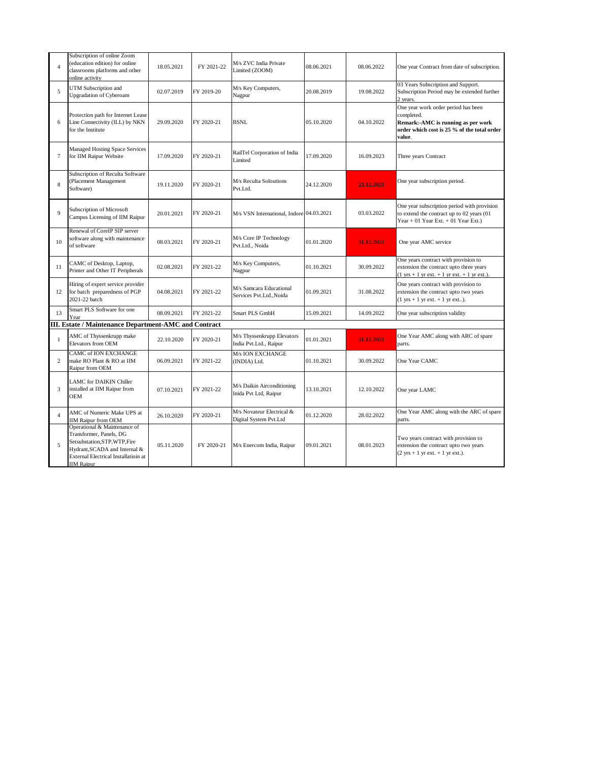| | | | | | | | |
|---|---|---|---|---|---|---|---|
| 4 | Subscription of online Zoom (education edition) for online classrooms platforms and other online activity | 18.05.2021 | FY 2021-22 | M/s ZVC India Private Limited (ZOOM) | 08.06.2021 | 08.06.2022 | One year Contract from date of subscription. |
| 5 | UTM Subscription and Upgradation of Cyberoam | 02.07.2019 | FY 2019-20 | M/s Key Computers, Nagpur | 20.08.2019 | 19.08.2022 | 03 Years Subscription and Support. Subscription Period may be extended further 2 years. |
| 6 | Protection path for Internet Lease Line Connectivity (ILL) by NKN for the Institute | 29.09.2020 | FY 2020-21 | BSNL | 05.10.2020 | 04.10.2022 | One year work order period has been completed. **Remark:-AMC is running as per work order which cost is 25 % of the total order value**. |
| 7 | Managed Hosting Space Services for IIM Raipur Website | 17.09.2020 | FY 2020-21 | RailTel Corporation of India Limited | 17.09.2020 | 16.09.2023 | Three years Contract |
| 8 | Subscription of Reculta Software (Placement Management Software) | 19.11.2020 | FY 2020-21 | M/s Reculta Soloutions Pvt.Ltd. | 24.12.2020 | **23.12.2021** | One year subscription period. |
| 9 | Subscription of Microsoft Campus Licensing of IIM Raipur | 20.01.2021 | FY 2020-21 | M/s VSN International, Indore | 04.03.2021 | 03.03.2022 | One year subscription period with provision to extend the contract up to 02 years (01 Year + 01 Year Ext. + 01 Year Ext.) |
| 10 | Renewal of CoreIP SIP server software along with maintenance of software | 08.03.2021 | FY 2020-21 | M/s Core IP Technology Pvt.Ltd., Noida | 01.01.2020 | **31.12.2021** | One year AMC service |
| 11 | CAMC of Desktop, Laptop, Printer and Other IT Peripherals | 02.08.2021 | FY 2021-22 | M/s Key Computers, Nagpur | 01.10.2021 | 30.09.2022 | One years contract with provision to extension the contract upto three years (1 yrs + 1 yr ext. + 1 yr ext. + 1 yr ext.). |
| 12 | Hiring of expert service provider for batch preparedness of PGP 2021-22 batch | 04.08.2021 | FY 2021-22 | M/s Samcara Educational Services Pvt.Ltd.,Noida | 01.09.2021 | 31.08.2022 | One years contract with provision to extension the contract upto two years (1 yrs + 1 yr ext. + 1 yr ext..). |
| 13 | Smart PLS Software for one Year | 08.09.2021 | FY 2021-22 | Smart PLS GmbH | 15.09.2021 | 14.09.2022 | One year subscription validity |
| **III. Estate / Maintenance Department-AMC and Contract** | | | | | | | |
| 1 | AMC of Thyssenkrupp make Elevators from OEM | 22.10.2020 | FY 2020-21 | M/s Thyssenkrupp Elevators India Pvt.Ltd., Raipur | 01.01.2021 | **31.12.2021** | One Year AMC along with ARC of spare parts. |
| 2 | CAMC of ION EXCHANGE make RO Plant & RO at IIM Raipur from OEM | 06.09.2021 | FY 2021-22 | M/s ION EXCHANGE (INDIA) Ltd. | 01.10.2021 | 30.09.2022 | One Year CAMC |
| 3 | LAMC for DAIKIN Chiller installed at IIM Raipur from OEM | 07.10.2021 | FY 2021-22 | M/s Daikin Airconditioning Inida Pvt Ltd, Raipur | 13.10.2021 | 12.10.2022 | One year LAMC |
| 4 | AMC of Numeric Make UPS at IIM Raipur from OEM | 26.10.2020 | FY 2020-21 | M/s Novateur Electrical & Digital System Pvt.Ltd | 01.12.2020 | 28.02.2022 | One Year AMC along with the ARC of spare parts. |
| 5 | Operational & Maintenance of Transformer, Panels, DG Setsubstation,STP,WTP,Fire Hydrant,SCADA and Internal & External Electrical Installatioin at IIM Raipur | 05.11.2020 | FY 2020-21 | M/s Enercom India, Raipur | 09.01.2021 | 08.01.2023 | Two years contract with provision to extension the contract upto two years (2 yrs + 1 yr ext. + 1 yr ext.). |